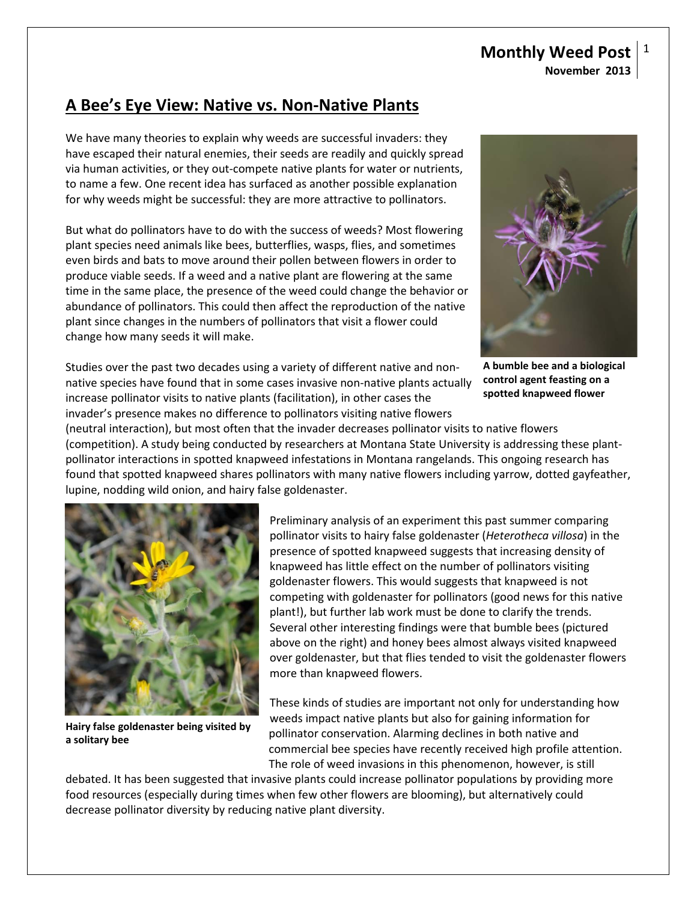## A Bee's Eye View: Native vs. Non-Native Plants

We have many theories to explain why weeds are successful invaders: they have escaped their natural enemies, their seeds are readily and quickly spread via human activities, or they out-compete native plants for water or nutrients, to name a few. One recent idea has surfaced as another possible explanation for why weeds might be successful: they are more attractive to pollinators.

But what do pollinators have to do with the success of weeds? Most flowering plant species need animals like bees, butterflies, wasps, flies, and sometimes even birds and bats to move around their pollen between flowers in order to produce viable seeds. If a weed and a native plant are flowering at the same time in the same place, the presence of the weed could change the behavior or abundance of pollinators. This could then affect the reproduction of the native plant since changes in the numbers of pollinators that visit a flower could change how many seeds it will make.

**A bumble bee and a biological control agent feasting on a spotted knapweed flower**

Studies over the past two decades using a variety of different native and non-native species have found that in some cases invasive non-native plants actually increase pollinator visits to native plants (facilitation), in other cases the invader's presence makes no difference to pollinators visiting native flowers (neutral interaction), but most often that the invader decreases pollinator visits to native flowers (competition). A study being conducted by researchers at Montana State University is addressing these plant-pollinator interactions in spotted knapweed infestations in Montana rangelands. This ongoing research has found that spotted knapweed shares pollinators with many native flowers including yarrow, dotted gayfeather, lupine, nodding wild onion, and hairy false goldenaster.

**Hairy false goldenaster being visited by a solitary bee**

Preliminary analysis of an experiment this past summer comparing pollinator visits to hairy false goldenaster (*Heterotheca villosa*) in the presence of spotted knapweed suggests that increasing density of knapweed has little effect on the number of pollinators visiting goldenaster flowers. This would suggests that knapweed is not competing with goldenaster for pollinators (good news for this native plant!), but further lab work must be done to clarify the trends. Several other interesting findings were that bumble bees (pictured above on the right) and honey bees almost always visited knapweed over goldenaster, but that flies tended to visit the goldenaster flowers more than knapweed flowers.

These kinds of studies are important not only for understanding how weeds impact native plants but also for gaining information for pollinator conservation. Alarming declines in both native and commercial bee species have recently received high profile attention. The role of weed invasions in this phenomenon, however, is still debated. It has been suggested that invasive plants could increase pollinator populations by providing more food resources (especially during times when few other flowers are blooming), but alternatively could decrease pollinator diversity by reducing native plant diversity.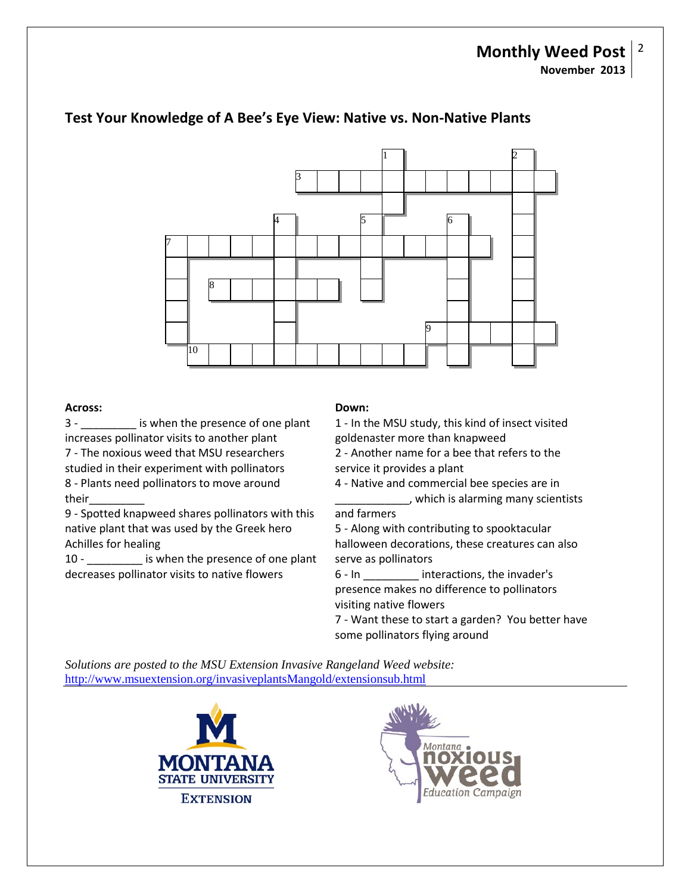## Test Your Knowledge of A Bee's Eye View: Native vs. Non-Native Plants

**Across:**

3 - _________ is when the presence of one plant increases pollinator visits to another plant

7 - The noxious weed that MSU researchers studied in their experiment with pollinators

8 - Plants need pollinators to move around their_________

9 - Spotted knapweed shares pollinators with this native plant that was used by the Greek hero Achilles for healing

10 - _________ is when the presence of one plant decreases pollinator visits to native flowers

**Down:**

1 - In the MSU study, this kind of insect visited goldenaster more than knapweed

2 - Another name for a bee that refers to the service it provides a plant

4 - Native and commercial bee species are in ____________, which is alarming many scientists and farmers

5 - Along with contributing to spooktacular halloween decorations, these creatures can also serve as pollinators

6 - In _________ interactions, the invader's presence makes no difference to pollinators visiting native flowers

7 - Want these to start a garden? You better have some pollinators flying around

*Solutions are posted to the MSU Extension Invasive Rangeland Weed website:* http://www.msuextension.org/invasiveplantsMangold/extensionsub.html